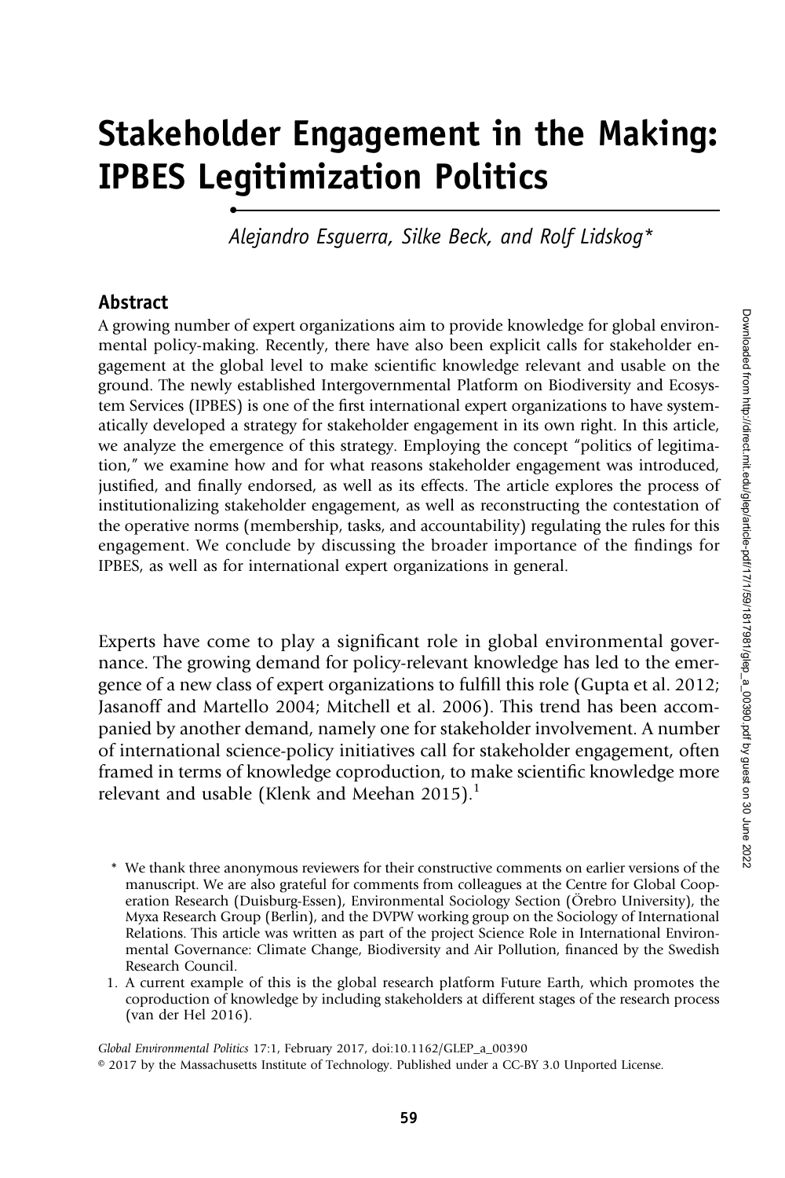# Stakeholder Engagement in the Making: IPBES Legitimization Politics

*Alejandro Esguerra, Silke Beck, and Rolf Lidskog\**

## Abstract

A growing number of expert organizations aim to provide knowledge for global environmental policy-making. Recently, there have also been explicit calls for stakeholder engagement at the global level to make scientific knowledge relevant and usable on the ground. The newly established Intergovernmental Platform on Biodiversity and Ecosystem Services (IPBES) is one of the first international expert organizations to have systematically developed a strategy for stakeholder engagement in its own right. In this article, we analyze the emergence of this strategy. Employing the concept "politics of legitimation," we examine how and for what reasons stakeholder engagement was introduced, justified, and finally endorsed, as well as its effects. The article explores the process of institutionalizing stakeholder engagement, as well as reconstructing the contestation of the operative norms (membership, tasks, and accountability) regulating the rules for this engagement. We conclude by discussing the broader importance of the findings for IPBES, as well as for international expert organizations in general.

Experts have come to play a significant role in global environmental governance. The growing demand for policy-relevant knowledge has led to the emergence of a new class of expert organizations to fulfill this role (Gupta et al. 2012; Jasanoff and Martello 2004; Mitchell et al. 2006). This trend has been accompanied by another demand, namely one for stakeholder involvement. A number of international science-policy initiatives call for stakeholder engagement, often framed in terms of knowledge coproduction, to make scientific knowledge more relevant and usable (Klenk and Meehan 2015).[1]

\* We thank three anonymous reviewers for their constructive comments on earlier versions of the manuscript. We are also grateful for comments from colleagues at the Centre for Global Cooperation Research (Duisburg-Essen), Environmental Sociology Section (Örebro University), the Myxa Research Group (Berlin), and the DVPW working group on the Sociology of International Relations. This article was written as part of the project Science Role in International Environmental Governance: Climate Change, Biodiversity and Air Pollution, financed by the Swedish Research Council.

1. A current example of this is the global research platform Future Earth, which promotes the coproduction of knowledge by including stakeholders at different stages of the research process (van der Hel 2016).

*Global Environmental Politics* 17:1, February 2017, doi:10.1162/GLEP_a_00390
© 2017 by the Massachusetts Institute of Technology. Published under a CC-BY 3.0 Unported License.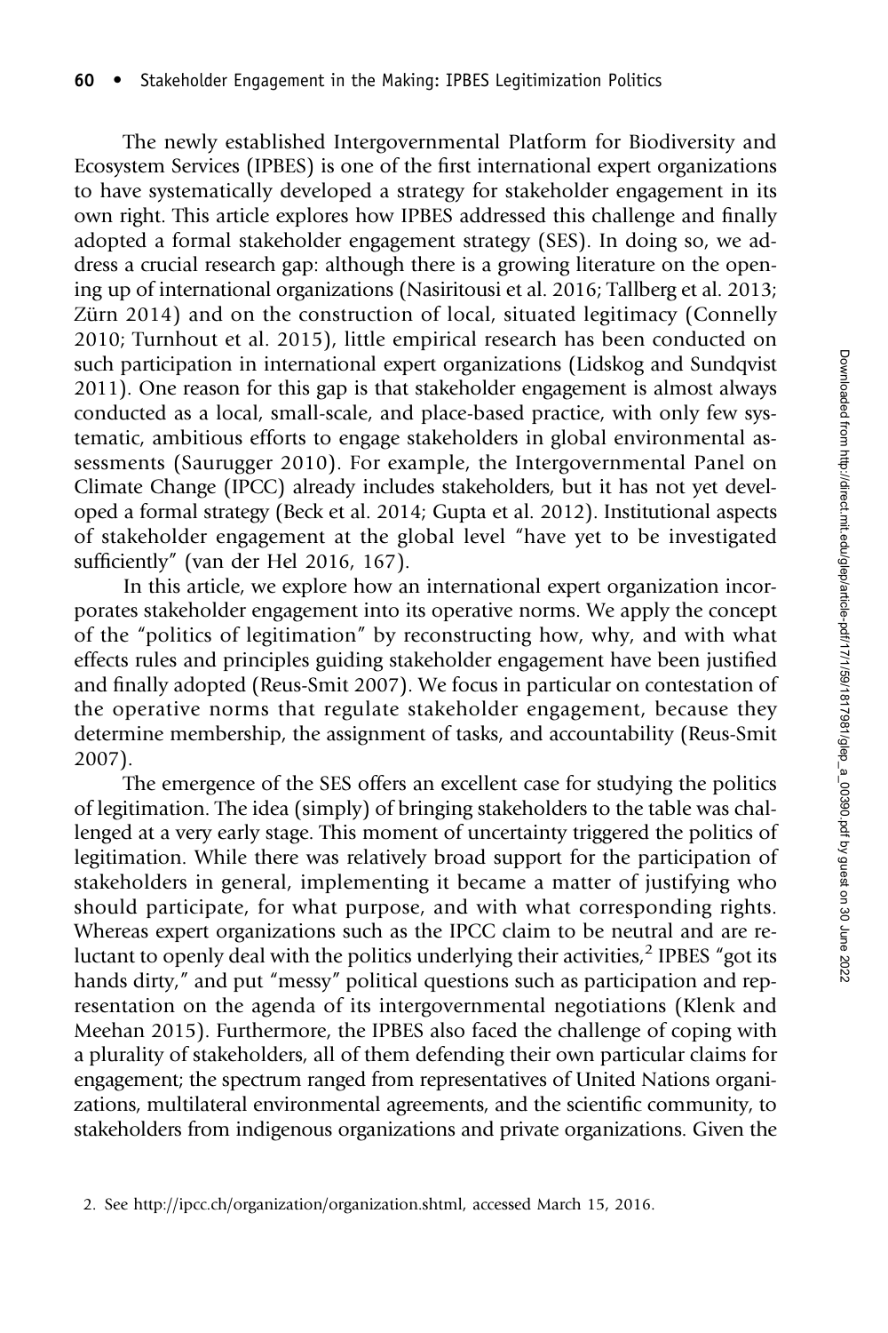The newly established Intergovernmental Platform for Biodiversity and Ecosystem Services (IPBES) is one of the first international expert organizations to have systematically developed a strategy for stakeholder engagement in its own right. This article explores how IPBES addressed this challenge and finally adopted a formal stakeholder engagement strategy (SES). In doing so, we address a crucial research gap: although there is a growing literature on the opening up of international organizations (Nasiritousi et al. 2016; Tallberg et al. 2013; Zürn 2014) and on the construction of local, situated legitimacy (Connelly 2010; Turnhout et al. 2015), little empirical research has been conducted on such participation in international expert organizations (Lidskog and Sundqvist 2011). One reason for this gap is that stakeholder engagement is almost always conducted as a local, small-scale, and place-based practice, with only few systematic, ambitious efforts to engage stakeholders in global environmental assessments (Saurugger 2010). For example, the Intergovernmental Panel on Climate Change (IPCC) already includes stakeholders, but it has not yet developed a formal strategy (Beck et al. 2014; Gupta et al. 2012). Institutional aspects of stakeholder engagement at the global level "have yet to be investigated sufficiently" (van der Hel 2016, 167).

In this article, we explore how an international expert organization incorporates stakeholder engagement into its operative norms. We apply the concept of the "politics of legitimation" by reconstructing how, why, and with what effects rules and principles guiding stakeholder engagement have been justified and finally adopted (Reus-Smit 2007). We focus in particular on contestation of the operative norms that regulate stakeholder engagement, because they determine membership, the assignment of tasks, and accountability (Reus-Smit 2007).

The emergence of the SES offers an excellent case for studying the politics of legitimation. The idea (simply) of bringing stakeholders to the table was challenged at a very early stage. This moment of uncertainty triggered the politics of legitimation. While there was relatively broad support for the participation of stakeholders in general, implementing it became a matter of justifying who should participate, for what purpose, and with what corresponding rights. Whereas expert organizations such as the IPCC claim to be neutral and are reluctant to openly deal with the politics underlying their activities,[2] IPBES "got its hands dirty," and put "messy" political questions such as participation and representation on the agenda of its intergovernmental negotiations (Klenk and Meehan 2015). Furthermore, the IPBES also faced the challenge of coping with a plurality of stakeholders, all of them defending their own particular claims for engagement; the spectrum ranged from representatives of United Nations organizations, multilateral environmental agreements, and the scientific community, to stakeholders from indigenous organizations and private organizations. Given the

2. See http://ipcc.ch/organization/organization.shtml, accessed March 15, 2016.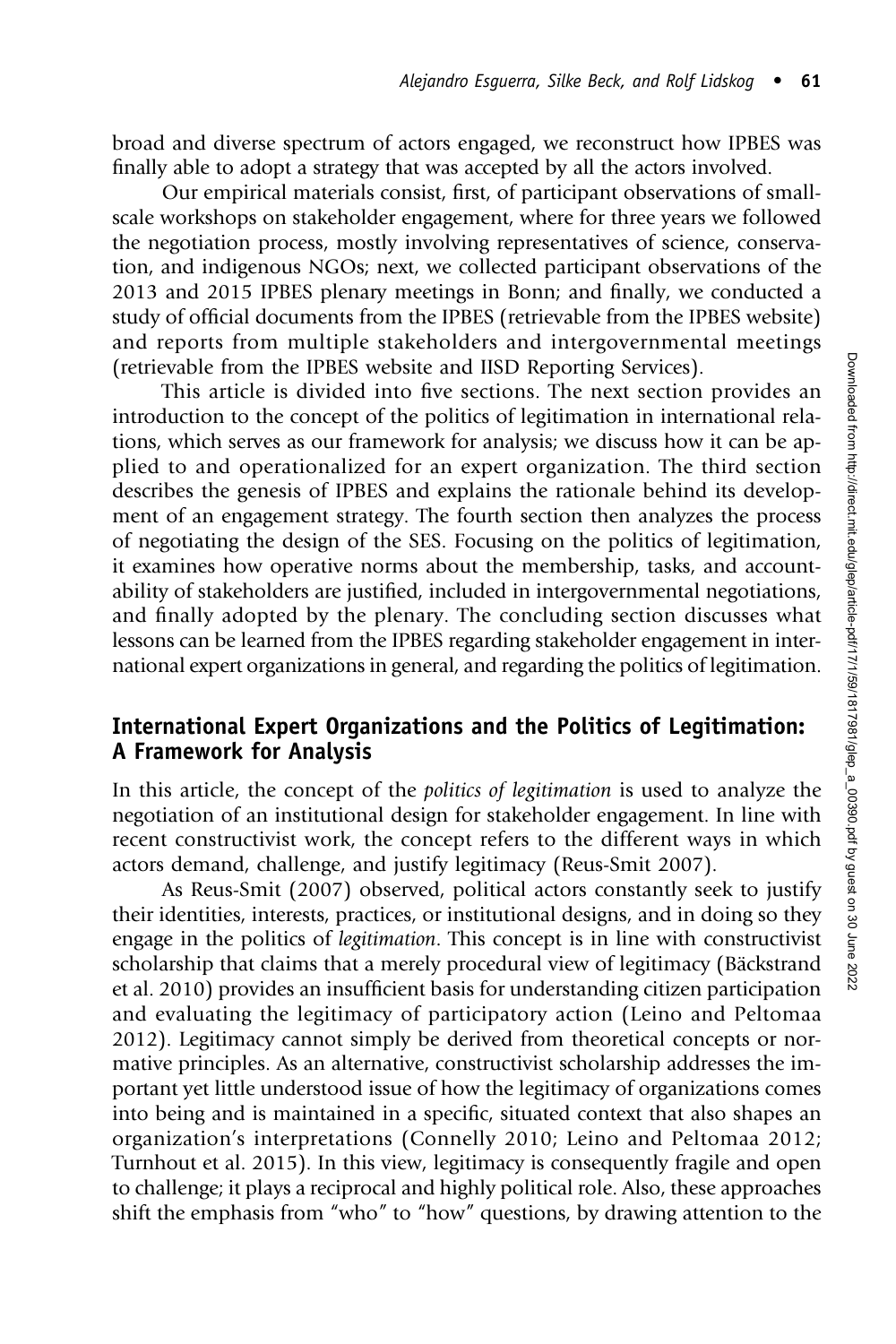broad and diverse spectrum of actors engaged, we reconstruct how IPBES was finally able to adopt a strategy that was accepted by all the actors involved.

Our empirical materials consist, first, of participant observations of small-scale workshops on stakeholder engagement, where for three years we followed the negotiation process, mostly involving representatives of science, conservation, and indigenous NGOs; next, we collected participant observations of the 2013 and 2015 IPBES plenary meetings in Bonn; and finally, we conducted a study of official documents from the IPBES (retrievable from the IPBES website) and reports from multiple stakeholders and intergovernmental meetings (retrievable from the IPBES website and IISD Reporting Services).

This article is divided into five sections. The next section provides an introduction to the concept of the politics of legitimation in international relations, which serves as our framework for analysis; we discuss how it can be applied to and operationalized for an expert organization. The third section describes the genesis of IPBES and explains the rationale behind its development of an engagement strategy. The fourth section then analyzes the process of negotiating the design of the SES. Focusing on the politics of legitimation, it examines how operative norms about the membership, tasks, and accountability of stakeholders are justified, included in intergovernmental negotiations, and finally adopted by the plenary. The concluding section discusses what lessons can be learned from the IPBES regarding stakeholder engagement in international expert organizations in general, and regarding the politics of legitimation.

## International Expert Organizations and the Politics of Legitimation: A Framework for Analysis

In this article, the concept of the *politics of legitimation* is used to analyze the negotiation of an institutional design for stakeholder engagement. In line with recent constructivist work, the concept refers to the different ways in which actors demand, challenge, and justify legitimacy (Reus-Smit 2007).

As Reus-Smit (2007) observed, political actors constantly seek to justify their identities, interests, practices, or institutional designs, and in doing so they engage in the politics of *legitimation*. This concept is in line with constructivist scholarship that claims that a merely procedural view of legitimacy (Bäckstrand et al. 2010) provides an insufficient basis for understanding citizen participation and evaluating the legitimacy of participatory action (Leino and Peltomaa 2012). Legitimacy cannot simply be derived from theoretical concepts or normative principles. As an alternative, constructivist scholarship addresses the important yet little understood issue of how the legitimacy of organizations comes into being and is maintained in a specific, situated context that also shapes an organization's interpretations (Connelly 2010; Leino and Peltomaa 2012; Turnhout et al. 2015). In this view, legitimacy is consequently fragile and open to challenge; it plays a reciprocal and highly political role. Also, these approaches shift the emphasis from "who" to "how" questions, by drawing attention to the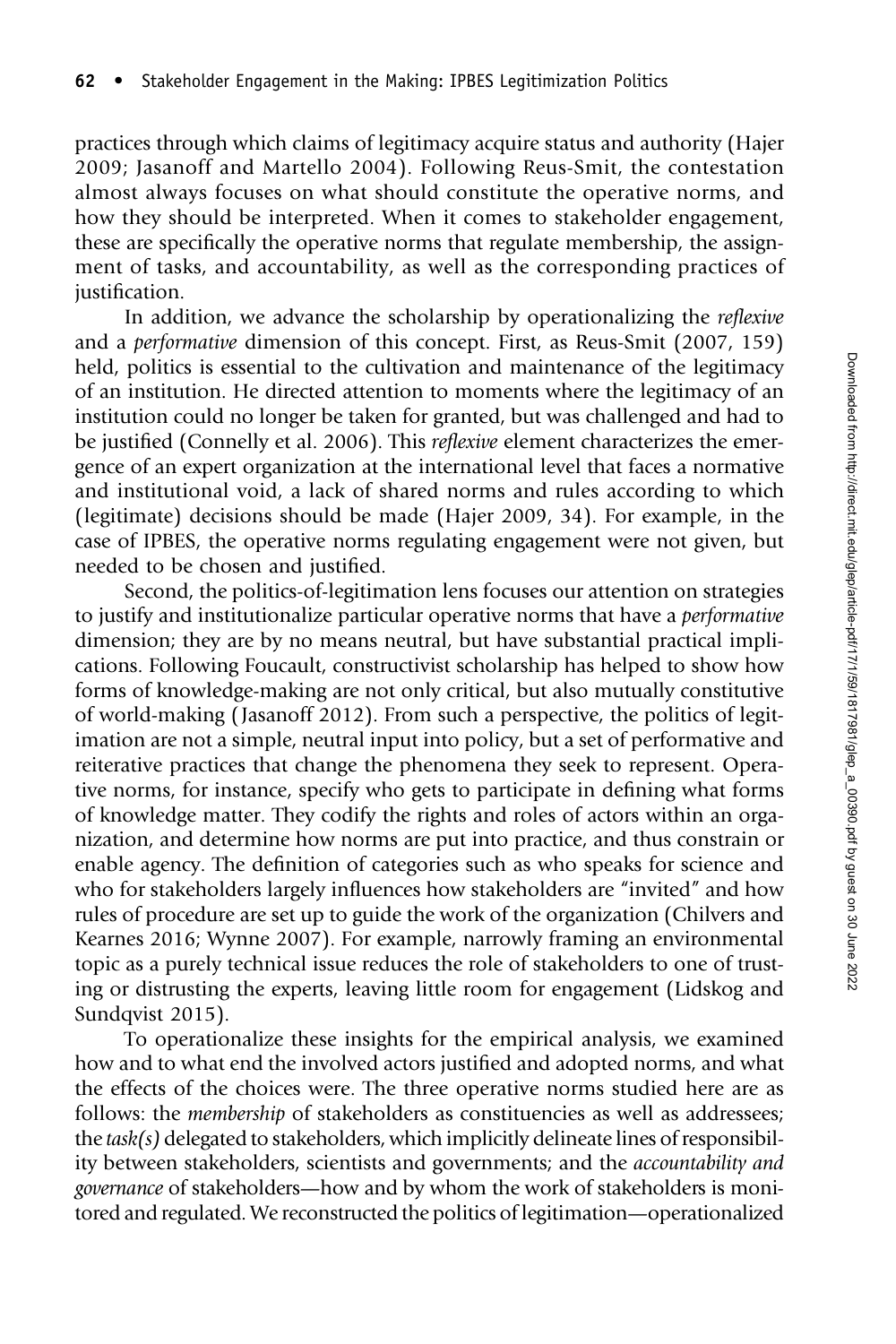practices through which claims of legitimacy acquire status and authority (Hajer 2009; Jasanoff and Martello 2004). Following Reus-Smit, the contestation almost always focuses on what should constitute the operative norms, and how they should be interpreted. When it comes to stakeholder engagement, these are specifically the operative norms that regulate membership, the assignment of tasks, and accountability, as well as the corresponding practices of justification.

In addition, we advance the scholarship by operationalizing the *reflexive* and a *performative* dimension of this concept. First, as Reus-Smit (2007, 159) held, politics is essential to the cultivation and maintenance of the legitimacy of an institution. He directed attention to moments where the legitimacy of an institution could no longer be taken for granted, but was challenged and had to be justified (Connelly et al. 2006). This *reflexive* element characterizes the emergence of an expert organization at the international level that faces a normative and institutional void, a lack of shared norms and rules according to which (legitimate) decisions should be made (Hajer 2009, 34). For example, in the case of IPBES, the operative norms regulating engagement were not given, but needed to be chosen and justified.

Second, the politics-of-legitimation lens focuses our attention on strategies to justify and institutionalize particular operative norms that have a *performative* dimension; they are by no means neutral, but have substantial practical implications. Following Foucault, constructivist scholarship has helped to show how forms of knowledge-making are not only critical, but also mutually constitutive of world-making (Jasanoff 2012). From such a perspective, the politics of legitimation are not a simple, neutral input into policy, but a set of performative and reiterative practices that change the phenomena they seek to represent. Operative norms, for instance, specify who gets to participate in defining what forms of knowledge matter. They codify the rights and roles of actors within an organization, and determine how norms are put into practice, and thus constrain or enable agency. The definition of categories such as who speaks for science and who for stakeholders largely influences how stakeholders are "invited" and how rules of procedure are set up to guide the work of the organization (Chilvers and Kearnes 2016; Wynne 2007). For example, narrowly framing an environmental topic as a purely technical issue reduces the role of stakeholders to one of trusting or distrusting the experts, leaving little room for engagement (Lidskog and Sundqvist 2015).

To operationalize these insights for the empirical analysis, we examined how and to what end the involved actors justified and adopted norms, and what the effects of the choices were. The three operative norms studied here are as follows: the *membership* of stakeholders as constituencies as well as addressees; the *task(s)* delegated to stakeholders, which implicitly delineate lines of responsibility between stakeholders, scientists and governments; and the *accountability and governance* of stakeholders—how and by whom the work of stakeholders is monitored and regulated. We reconstructed the politics of legitimation—operationalized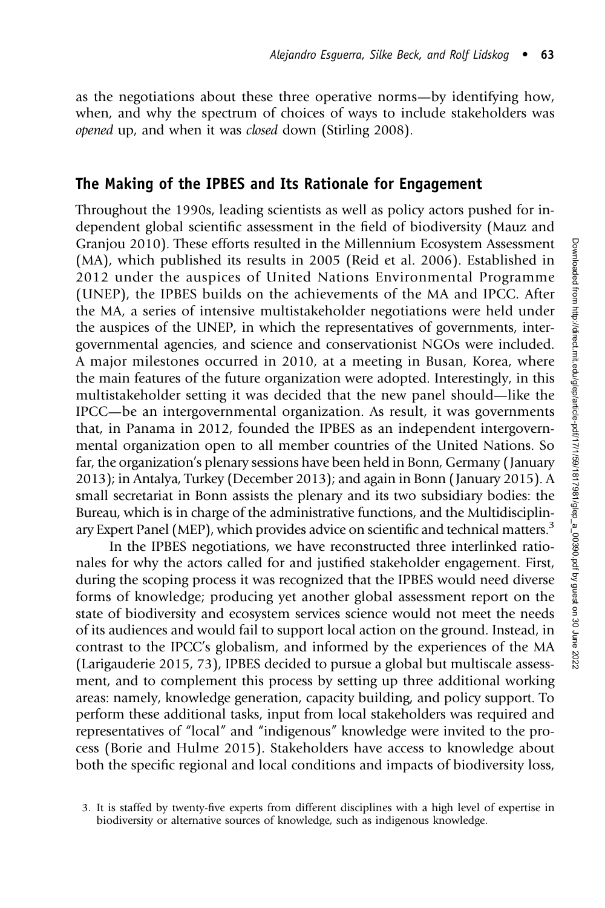as the negotiations about these three operative norms—by identifying how, when, and why the spectrum of choices of ways to include stakeholders was *opened* up, and when it was *closed* down (Stirling 2008).

## The Making of the IPBES and Its Rationale for Engagement

Throughout the 1990s, leading scientists as well as policy actors pushed for independent global scientific assessment in the field of biodiversity (Mauz and Granjou 2010). These efforts resulted in the Millennium Ecosystem Assessment (MA), which published its results in 2005 (Reid et al. 2006). Established in 2012 under the auspices of United Nations Environmental Programme (UNEP), the IPBES builds on the achievements of the MA and IPCC. After the MA, a series of intensive multistakeholder negotiations were held under the auspices of the UNEP, in which the representatives of governments, intergovernmental agencies, and science and conservationist NGOs were included. A major milestones occurred in 2010, at a meeting in Busan, Korea, where the main features of the future organization were adopted. Interestingly, in this multistakeholder setting it was decided that the new panel should—like the IPCC—be an intergovernmental organization. As result, it was governments that, in Panama in 2012, founded the IPBES as an independent intergovernmental organization open to all member countries of the United Nations. So far, the organization's plenary sessions have been held in Bonn, Germany (January 2013); in Antalya, Turkey (December 2013); and again in Bonn (January 2015). A small secretariat in Bonn assists the plenary and its two subsidiary bodies: the Bureau, which is in charge of the administrative functions, and the Multidisciplinary Expert Panel (MEP), which provides advice on scientific and technical matters.[3]

In the IPBES negotiations, we have reconstructed three interlinked rationales for why the actors called for and justified stakeholder engagement. First, during the scoping process it was recognized that the IPBES would need diverse forms of knowledge; producing yet another global assessment report on the state of biodiversity and ecosystem services science would not meet the needs of its audiences and would fail to support local action on the ground. Instead, in contrast to the IPCC's globalism, and informed by the experiences of the MA (Larigauderie 2015, 73), IPBES decided to pursue a global but multiscale assessment, and to complement this process by setting up three additional working areas: namely, knowledge generation, capacity building, and policy support. To perform these additional tasks, input from local stakeholders was required and representatives of "local" and "indigenous" knowledge were invited to the process (Borie and Hulme 2015). Stakeholders have access to knowledge about both the specific regional and local conditions and impacts of biodiversity loss,

3. It is staffed by twenty-five experts from different disciplines with a high level of expertise in biodiversity or alternative sources of knowledge, such as indigenous knowledge.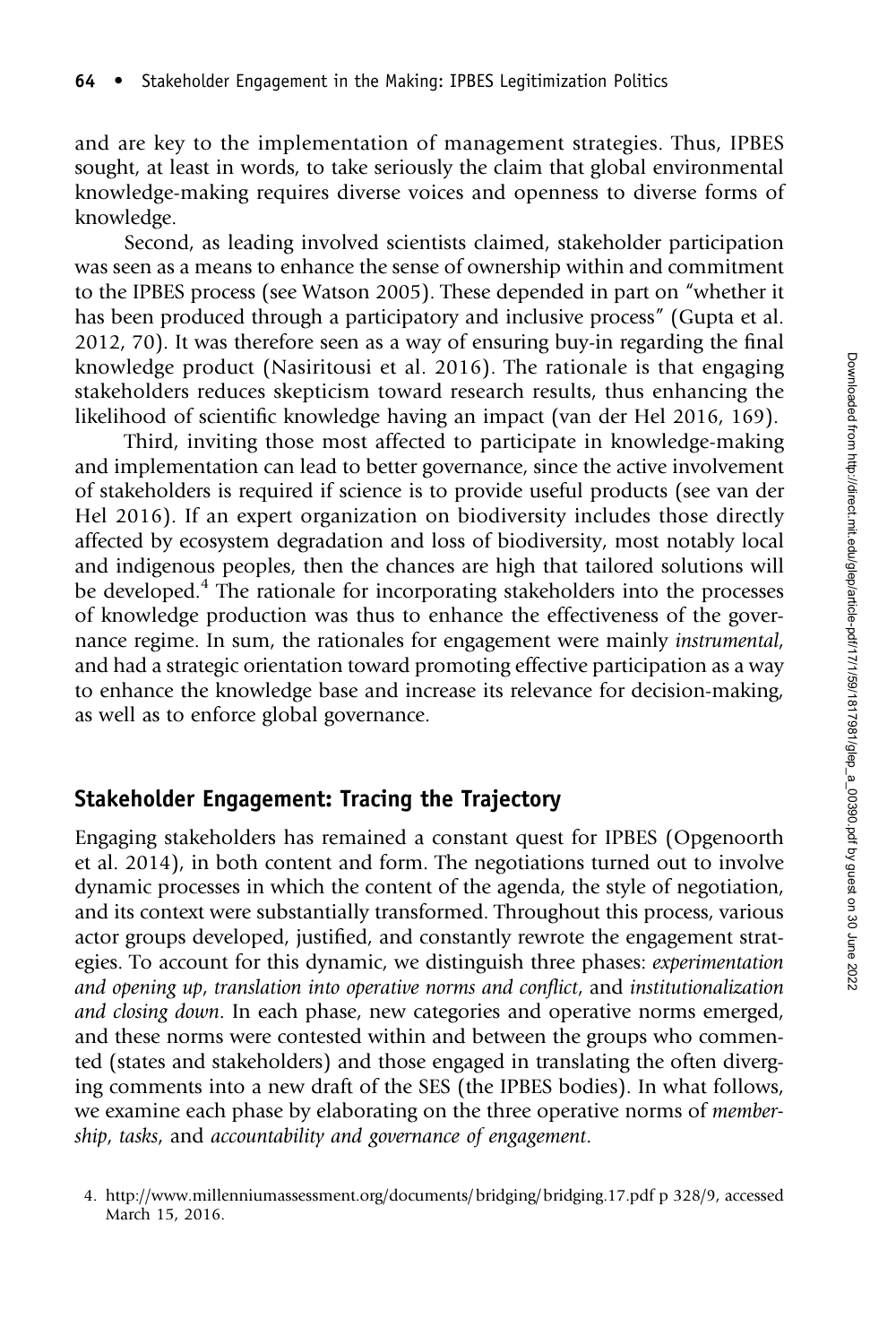and are key to the implementation of management strategies. Thus, IPBES sought, at least in words, to take seriously the claim that global environmental knowledge-making requires diverse voices and openness to diverse forms of knowledge.

Second, as leading involved scientists claimed, stakeholder participation was seen as a means to enhance the sense of ownership within and commitment to the IPBES process (see Watson 2005). These depended in part on "whether it has been produced through a participatory and inclusive process" (Gupta et al. 2012, 70). It was therefore seen as a way of ensuring buy-in regarding the final knowledge product (Nasiritousi et al. 2016). The rationale is that engaging stakeholders reduces skepticism toward research results, thus enhancing the likelihood of scientific knowledge having an impact (van der Hel 2016, 169).

Third, inviting those most affected to participate in knowledge-making and implementation can lead to better governance, since the active involvement of stakeholders is required if science is to provide useful products (see van der Hel 2016). If an expert organization on biodiversity includes those directly affected by ecosystem degradation and loss of biodiversity, most notably local and indigenous peoples, then the chances are high that tailored solutions will be developed.[4] The rationale for incorporating stakeholders into the processes of knowledge production was thus to enhance the effectiveness of the governance regime. In sum, the rationales for engagement were mainly *instrumental*, and had a strategic orientation toward promoting effective participation as a way to enhance the knowledge base and increase its relevance for decision-making, as well as to enforce global governance.

## Stakeholder Engagement: Tracing the Trajectory

Engaging stakeholders has remained a constant quest for IPBES (Opgenoorth et al. 2014), in both content and form. The negotiations turned out to involve dynamic processes in which the content of the agenda, the style of negotiation, and its context were substantially transformed. Throughout this process, various actor groups developed, justified, and constantly rewrote the engagement strategies. To account for this dynamic, we distinguish three phases: *experimentation and opening up*, *translation into operative norms and conflict*, and *institutionalization and closing down*. In each phase, new categories and operative norms emerged, and these norms were contested within and between the groups who commented (states and stakeholders) and those engaged in translating the often diverging comments into a new draft of the SES (the IPBES bodies). In what follows, we examine each phase by elaborating on the three operative norms of *membership*, *tasks*, and *accountability and governance of engagement*.

4. http://www.millenniumassessment.org/documents/bridging/bridging.17.pdf p 328/9, accessed March 15, 2016.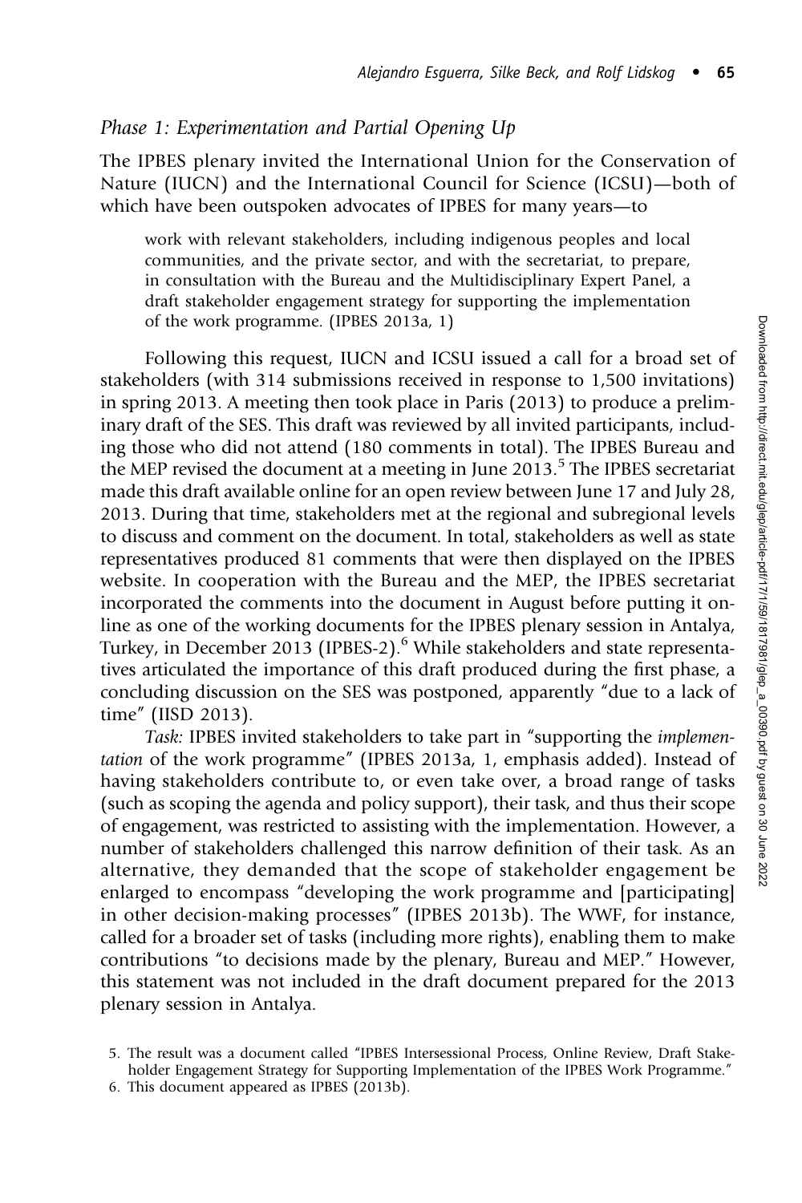### *Phase 1: Experimentation and Partial Opening Up*

The IPBES plenary invited the International Union for the Conservation of Nature (IUCN) and the International Council for Science (ICSU)—both of which have been outspoken advocates of IPBES for many years—to

> work with relevant stakeholders, including indigenous peoples and local communities, and the private sector, and with the secretariat, to prepare, in consultation with the Bureau and the Multidisciplinary Expert Panel, a draft stakeholder engagement strategy for supporting the implementation of the work programme. (IPBES 2013a, 1)

Following this request, IUCN and ICSU issued a call for a broad set of stakeholders (with 314 submissions received in response to 1,500 invitations) in spring 2013. A meeting then took place in Paris (2013) to produce a preliminary draft of the SES. This draft was reviewed by all invited participants, including those who did not attend (180 comments in total). The IPBES Bureau and the MEP revised the document at a meeting in June 2013.[5] The IPBES secretariat made this draft available online for an open review between June 17 and July 28, 2013. During that time, stakeholders met at the regional and subregional levels to discuss and comment on the document. In total, stakeholders as well as state representatives produced 81 comments that were then displayed on the IPBES website. In cooperation with the Bureau and the MEP, the IPBES secretariat incorporated the comments into the document in August before putting it online as one of the working documents for the IPBES plenary session in Antalya, Turkey, in December 2013 (IPBES-2).[6] While stakeholders and state representatives articulated the importance of this draft produced during the first phase, a concluding discussion on the SES was postponed, apparently "due to a lack of time" (IISD 2013).

*Task:* IPBES invited stakeholders to take part in "supporting the *implementation* of the work programme" (IPBES 2013a, 1, emphasis added). Instead of having stakeholders contribute to, or even take over, a broad range of tasks (such as scoping the agenda and policy support), their task, and thus their scope of engagement, was restricted to assisting with the implementation. However, a number of stakeholders challenged this narrow definition of their task. As an alternative, they demanded that the scope of stakeholder engagement be enlarged to encompass "developing the work programme and [participating] in other decision-making processes" (IPBES 2013b). The WWF, for instance, called for a broader set of tasks (including more rights), enabling them to make contributions "to decisions made by the plenary, Bureau and MEP." However, this statement was not included in the draft document prepared for the 2013 plenary session in Antalya.

5. The result was a document called "IPBES Intersessional Process, Online Review, Draft Stakeholder Engagement Strategy for Supporting Implementation of the IPBES Work Programme."

6. This document appeared as IPBES (2013b).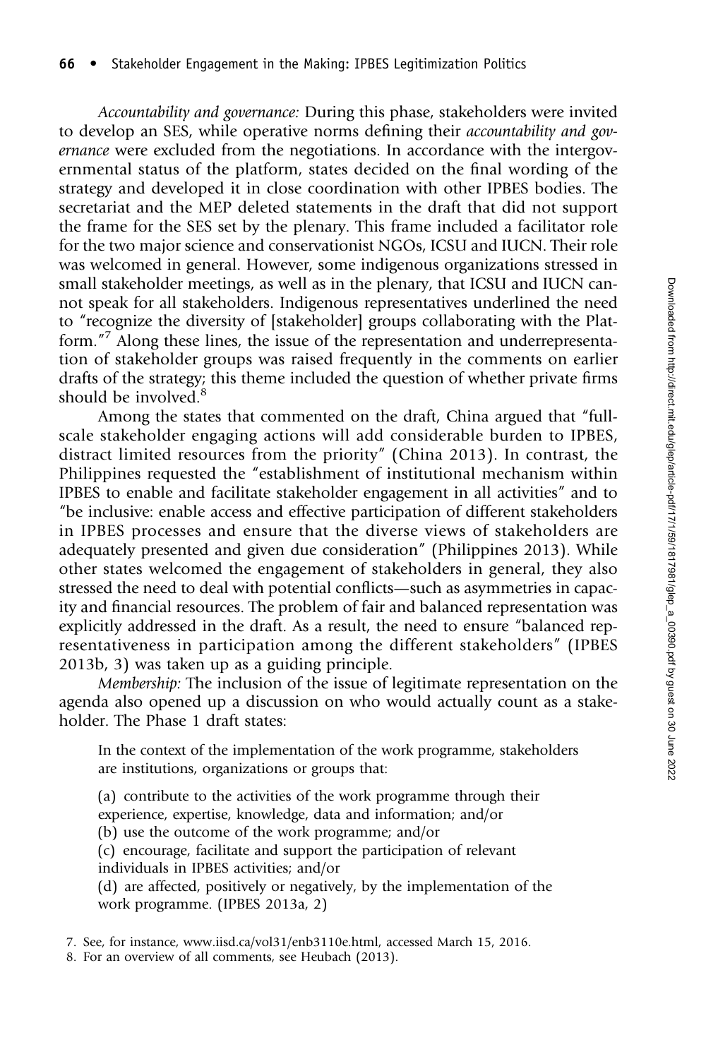*Accountability and governance:* During this phase, stakeholders were invited to develop an SES, while operative norms defining their *accountability and governance* were excluded from the negotiations. In accordance with the intergovernmental status of the platform, states decided on the final wording of the strategy and developed it in close coordination with other IPBES bodies. The secretariat and the MEP deleted statements in the draft that did not support the frame for the SES set by the plenary. This frame included a facilitator role for the two major science and conservationist NGOs, ICSU and IUCN. Their role was welcomed in general. However, some indigenous organizations stressed in small stakeholder meetings, as well as in the plenary, that ICSU and IUCN cannot speak for all stakeholders. Indigenous representatives underlined the need to "recognize the diversity of [stakeholder] groups collaborating with the Platform."[7] Along these lines, the issue of the representation and underrepresentation of stakeholder groups was raised frequently in the comments on earlier drafts of the strategy; this theme included the question of whether private firms should be involved.[8]

Among the states that commented on the draft, China argued that "full-scale stakeholder engaging actions will add considerable burden to IPBES, distract limited resources from the priority" (China 2013). In contrast, the Philippines requested the "establishment of institutional mechanism within IPBES to enable and facilitate stakeholder engagement in all activities" and to "be inclusive: enable access and effective participation of different stakeholders in IPBES processes and ensure that the diverse views of stakeholders are adequately presented and given due consideration" (Philippines 2013). While other states welcomed the engagement of stakeholders in general, they also stressed the need to deal with potential conflicts—such as asymmetries in capacity and financial resources. The problem of fair and balanced representation was explicitly addressed in the draft. As a result, the need to ensure "balanced representativeness in participation among the different stakeholders" (IPBES 2013b, 3) was taken up as a guiding principle.

*Membership:* The inclusion of the issue of legitimate representation on the agenda also opened up a discussion on who would actually count as a stakeholder. The Phase 1 draft states:

> In the context of the implementation of the work programme, stakeholders are institutions, organizations or groups that:
>
> (a) contribute to the activities of the work programme through their experience, expertise, knowledge, data and information; and/or
> (b) use the outcome of the work programme; and/or
> (c) encourage, facilitate and support the participation of relevant individuals in IPBES activities; and/or
> (d) are affected, positively or negatively, by the implementation of the work programme. (IPBES 2013a, 2)

7. See, for instance, www.iisd.ca/vol31/enb3110e.html, accessed March 15, 2016.

8. For an overview of all comments, see Heubach (2013).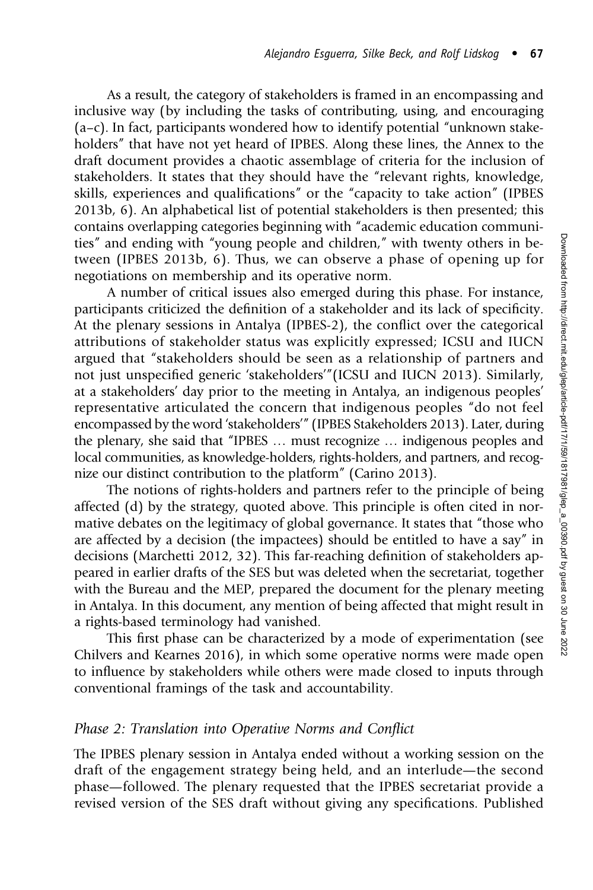As a result, the category of stakeholders is framed in an encompassing and inclusive way (by including the tasks of contributing, using, and encouraging (a–c). In fact, participants wondered how to identify potential "unknown stakeholders" that have not yet heard of IPBES. Along these lines, the Annex to the draft document provides a chaotic assemblage of criteria for the inclusion of stakeholders. It states that they should have the "relevant rights, knowledge, skills, experiences and qualifications" or the "capacity to take action" (IPBES 2013b, 6). An alphabetical list of potential stakeholders is then presented; this contains overlapping categories beginning with "academic education communities" and ending with "young people and children," with twenty others in between (IPBES 2013b, 6). Thus, we can observe a phase of opening up for negotiations on membership and its operative norm.

A number of critical issues also emerged during this phase. For instance, participants criticized the definition of a stakeholder and its lack of specificity. At the plenary sessions in Antalya (IPBES-2), the conflict over the categorical attributions of stakeholder status was explicitly expressed; ICSU and IUCN argued that "stakeholders should be seen as a relationship of partners and not just unspecified generic 'stakeholders'"(ICSU and IUCN 2013). Similarly, at a stakeholders' day prior to the meeting in Antalya, an indigenous peoples' representative articulated the concern that indigenous peoples "do not feel encompassed by the word 'stakeholders'" (IPBES Stakeholders 2013). Later, during the plenary, she said that "IPBES … must recognize … indigenous peoples and local communities, as knowledge-holders, rights-holders, and partners, and recognize our distinct contribution to the platform" (Carino 2013).

The notions of rights-holders and partners refer to the principle of being affected (d) by the strategy, quoted above. This principle is often cited in normative debates on the legitimacy of global governance. It states that "those who are affected by a decision (the impactees) should be entitled to have a say" in decisions (Marchetti 2012, 32). This far-reaching definition of stakeholders appeared in earlier drafts of the SES but was deleted when the secretariat, together with the Bureau and the MEP, prepared the document for the plenary meeting in Antalya. In this document, any mention of being affected that might result in a rights-based terminology had vanished.

This first phase can be characterized by a mode of experimentation (see Chilvers and Kearnes 2016), in which some operative norms were made open to influence by stakeholders while others were made closed to inputs through conventional framings of the task and accountability.

### *Phase 2: Translation into Operative Norms and Conflict*

The IPBES plenary session in Antalya ended without a working session on the draft of the engagement strategy being held, and an interlude—the second phase—followed. The plenary requested that the IPBES secretariat provide a revised version of the SES draft without giving any specifications. Published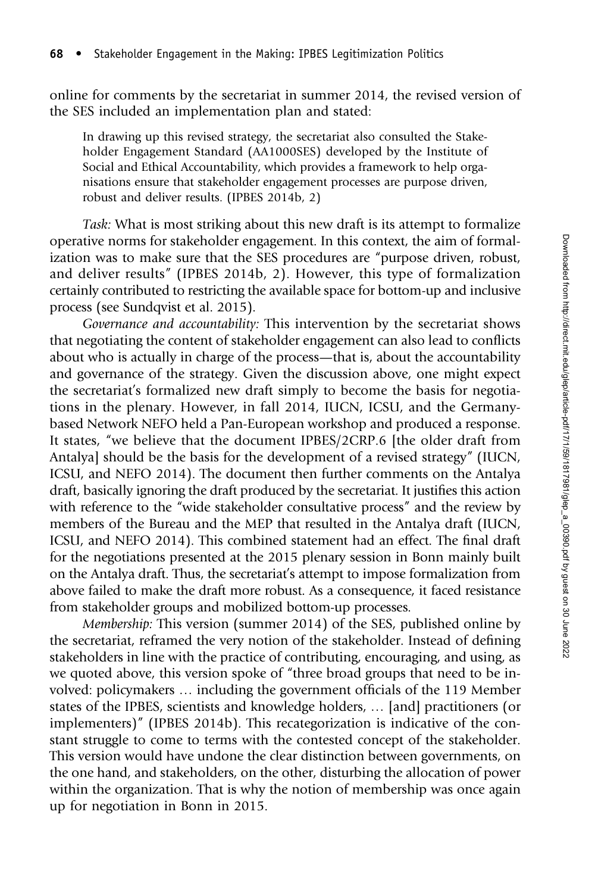online for comments by the secretariat in summer 2014, the revised version of the SES included an implementation plan and stated:

> In drawing up this revised strategy, the secretariat also consulted the Stakeholder Engagement Standard (AA1000SES) developed by the Institute of Social and Ethical Accountability, which provides a framework to help organisations ensure that stakeholder engagement processes are purpose driven, robust and deliver results. (IPBES 2014b, 2)

*Task:* What is most striking about this new draft is its attempt to formalize operative norms for stakeholder engagement. In this context, the aim of formalization was to make sure that the SES procedures are "purpose driven, robust, and deliver results" (IPBES 2014b, 2). However, this type of formalization certainly contributed to restricting the available space for bottom-up and inclusive process (see Sundqvist et al. 2015).

*Governance and accountability:* This intervention by the secretariat shows that negotiating the content of stakeholder engagement can also lead to conflicts about who is actually in charge of the process—that is, about the accountability and governance of the strategy. Given the discussion above, one might expect the secretariat's formalized new draft simply to become the basis for negotiations in the plenary. However, in fall 2014, IUCN, ICSU, and the Germany-based Network NEFO held a Pan-European workshop and produced a response. It states, "we believe that the document IPBES/2CRP.6 [the older draft from Antalya] should be the basis for the development of a revised strategy" (IUCN, ICSU, and NEFO 2014). The document then further comments on the Antalya draft, basically ignoring the draft produced by the secretariat. It justifies this action with reference to the "wide stakeholder consultative process" and the review by members of the Bureau and the MEP that resulted in the Antalya draft (IUCN, ICSU, and NEFO 2014). This combined statement had an effect. The final draft for the negotiations presented at the 2015 plenary session in Bonn mainly built on the Antalya draft. Thus, the secretariat's attempt to impose formalization from above failed to make the draft more robust. As a consequence, it faced resistance from stakeholder groups and mobilized bottom-up processes.

*Membership:* This version (summer 2014) of the SES, published online by the secretariat, reframed the very notion of the stakeholder. Instead of defining stakeholders in line with the practice of contributing, encouraging, and using, as we quoted above, this version spoke of "three broad groups that need to be involved: policymakers … including the government officials of the 119 Member states of the IPBES, scientists and knowledge holders, … [and] practitioners (or implementers)" (IPBES 2014b). This recategorization is indicative of the constant struggle to come to terms with the contested concept of the stakeholder. This version would have undone the clear distinction between governments, on the one hand, and stakeholders, on the other, disturbing the allocation of power within the organization. That is why the notion of membership was once again up for negotiation in Bonn in 2015.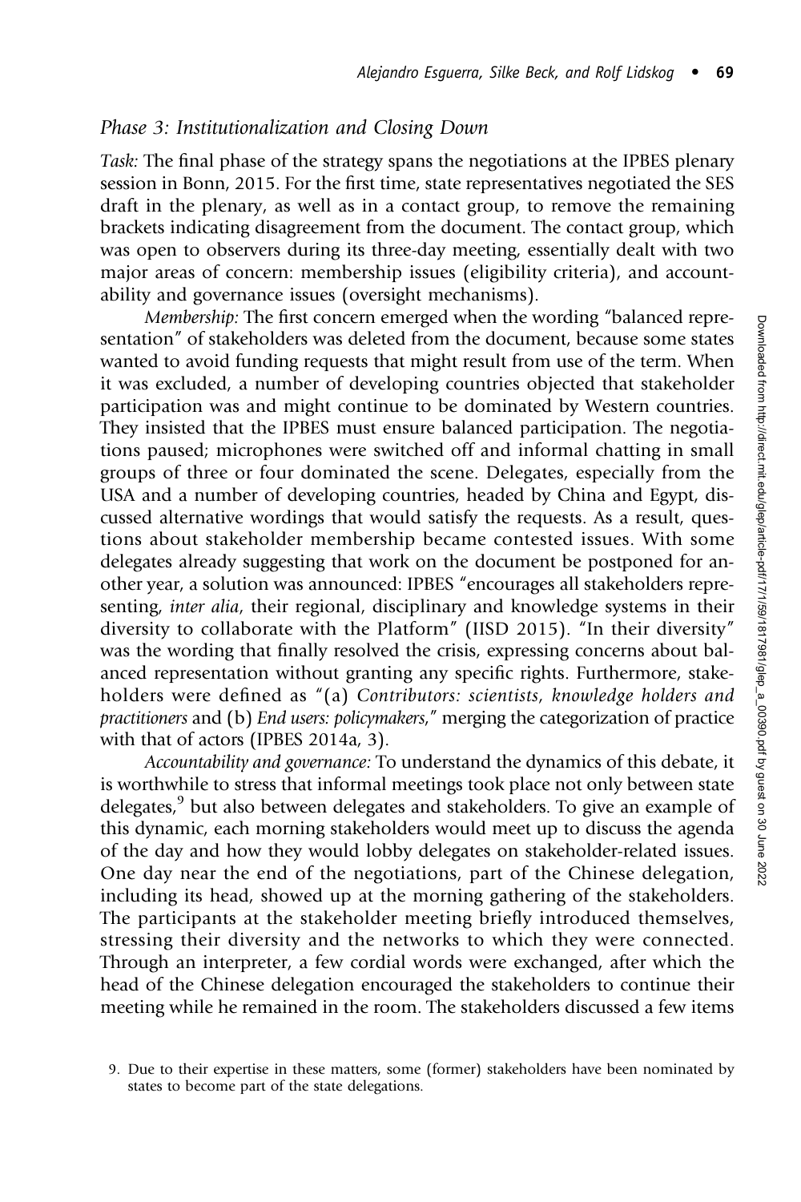### *Phase 3: Institutionalization and Closing Down*

*Task:* The final phase of the strategy spans the negotiations at the IPBES plenary session in Bonn, 2015. For the first time, state representatives negotiated the SES draft in the plenary, as well as in a contact group, to remove the remaining brackets indicating disagreement from the document. The contact group, which was open to observers during its three-day meeting, essentially dealt with two major areas of concern: membership issues (eligibility criteria), and accountability and governance issues (oversight mechanisms).

*Membership:* The first concern emerged when the wording "balanced representation" of stakeholders was deleted from the document, because some states wanted to avoid funding requests that might result from use of the term. When it was excluded, a number of developing countries objected that stakeholder participation was and might continue to be dominated by Western countries. They insisted that the IPBES must ensure balanced participation. The negotiations paused; microphones were switched off and informal chatting in small groups of three or four dominated the scene. Delegates, especially from the USA and a number of developing countries, headed by China and Egypt, discussed alternative wordings that would satisfy the requests. As a result, questions about stakeholder membership became contested issues. With some delegates already suggesting that work on the document be postponed for another year, a solution was announced: IPBES "encourages all stakeholders representing, *inter alia*, their regional, disciplinary and knowledge systems in their diversity to collaborate with the Platform" (IISD 2015). "In their diversity" was the wording that finally resolved the crisis, expressing concerns about balanced representation without granting any specific rights. Furthermore, stakeholders were defined as "(a) *Contributors: scientists, knowledge holders and practitioners* and (b) *End users: policymakers,*" merging the categorization of practice with that of actors (IPBES 2014a, 3).

*Accountability and governance:* To understand the dynamics of this debate, it is worthwhile to stress that informal meetings took place not only between state delegates,[9] but also between delegates and stakeholders. To give an example of this dynamic, each morning stakeholders would meet up to discuss the agenda of the day and how they would lobby delegates on stakeholder-related issues. One day near the end of the negotiations, part of the Chinese delegation, including its head, showed up at the morning gathering of the stakeholders. The participants at the stakeholder meeting briefly introduced themselves, stressing their diversity and the networks to which they were connected. Through an interpreter, a few cordial words were exchanged, after which the head of the Chinese delegation encouraged the stakeholders to continue their meeting while he remained in the room. The stakeholders discussed a few items

9. Due to their expertise in these matters, some (former) stakeholders have been nominated by states to become part of the state delegations.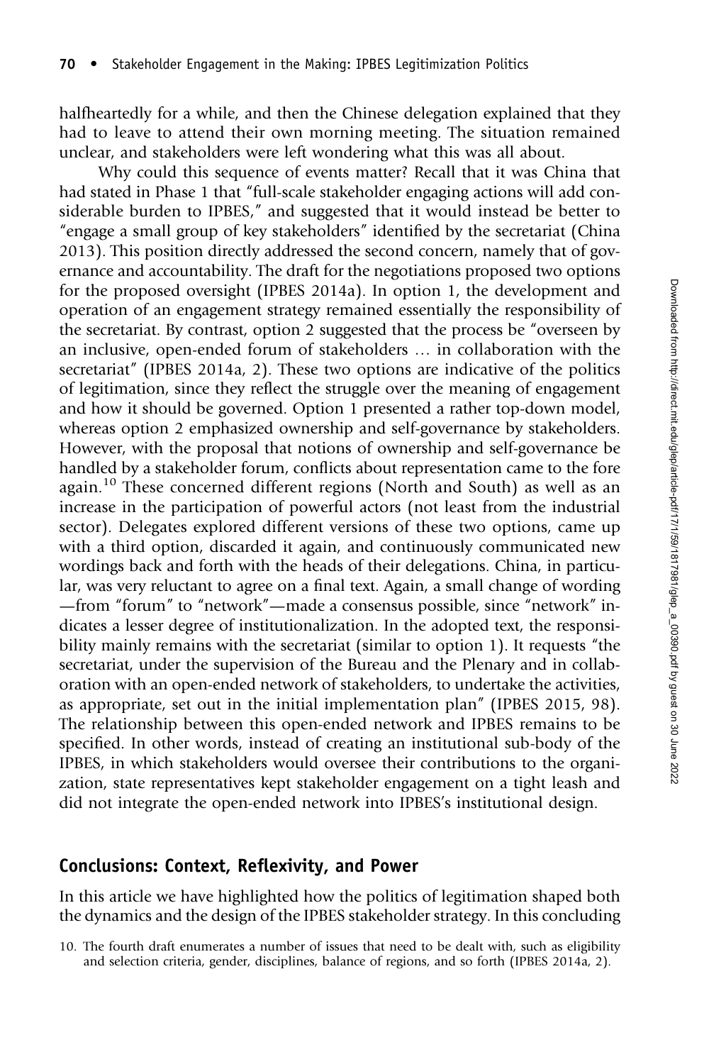halfheartedly for a while, and then the Chinese delegation explained that they had to leave to attend their own morning meeting. The situation remained unclear, and stakeholders were left wondering what this was all about.

Why could this sequence of events matter? Recall that it was China that had stated in Phase 1 that "full-scale stakeholder engaging actions will add considerable burden to IPBES," and suggested that it would instead be better to "engage a small group of key stakeholders" identified by the secretariat (China 2013). This position directly addressed the second concern, namely that of governance and accountability. The draft for the negotiations proposed two options for the proposed oversight (IPBES 2014a). In option 1, the development and operation of an engagement strategy remained essentially the responsibility of the secretariat. By contrast, option 2 suggested that the process be "overseen by an inclusive, open-ended forum of stakeholders … in collaboration with the secretariat" (IPBES 2014a, 2). These two options are indicative of the politics of legitimation, since they reflect the struggle over the meaning of engagement and how it should be governed. Option 1 presented a rather top-down model, whereas option 2 emphasized ownership and self-governance by stakeholders. However, with the proposal that notions of ownership and self-governance be handled by a stakeholder forum, conflicts about representation came to the fore again.[10] These concerned different regions (North and South) as well as an increase in the participation of powerful actors (not least from the industrial sector). Delegates explored different versions of these two options, came up with a third option, discarded it again, and continuously communicated new wordings back and forth with the heads of their delegations. China, in particular, was very reluctant to agree on a final text. Again, a small change of wording —from "forum" to "network"—made a consensus possible, since "network" indicates a lesser degree of institutionalization. In the adopted text, the responsibility mainly remains with the secretariat (similar to option 1). It requests "the secretariat, under the supervision of the Bureau and the Plenary and in collaboration with an open-ended network of stakeholders, to undertake the activities, as appropriate, set out in the initial implementation plan" (IPBES 2015, 98). The relationship between this open-ended network and IPBES remains to be specified. In other words, instead of creating an institutional sub-body of the IPBES, in which stakeholders would oversee their contributions to the organization, state representatives kept stakeholder engagement on a tight leash and did not integrate the open-ended network into IPBES's institutional design.

## Conclusions: Context, Reflexivity, and Power

In this article we have highlighted how the politics of legitimation shaped both the dynamics and the design of the IPBES stakeholder strategy. In this concluding

10. The fourth draft enumerates a number of issues that need to be dealt with, such as eligibility and selection criteria, gender, disciplines, balance of regions, and so forth (IPBES 2014a, 2).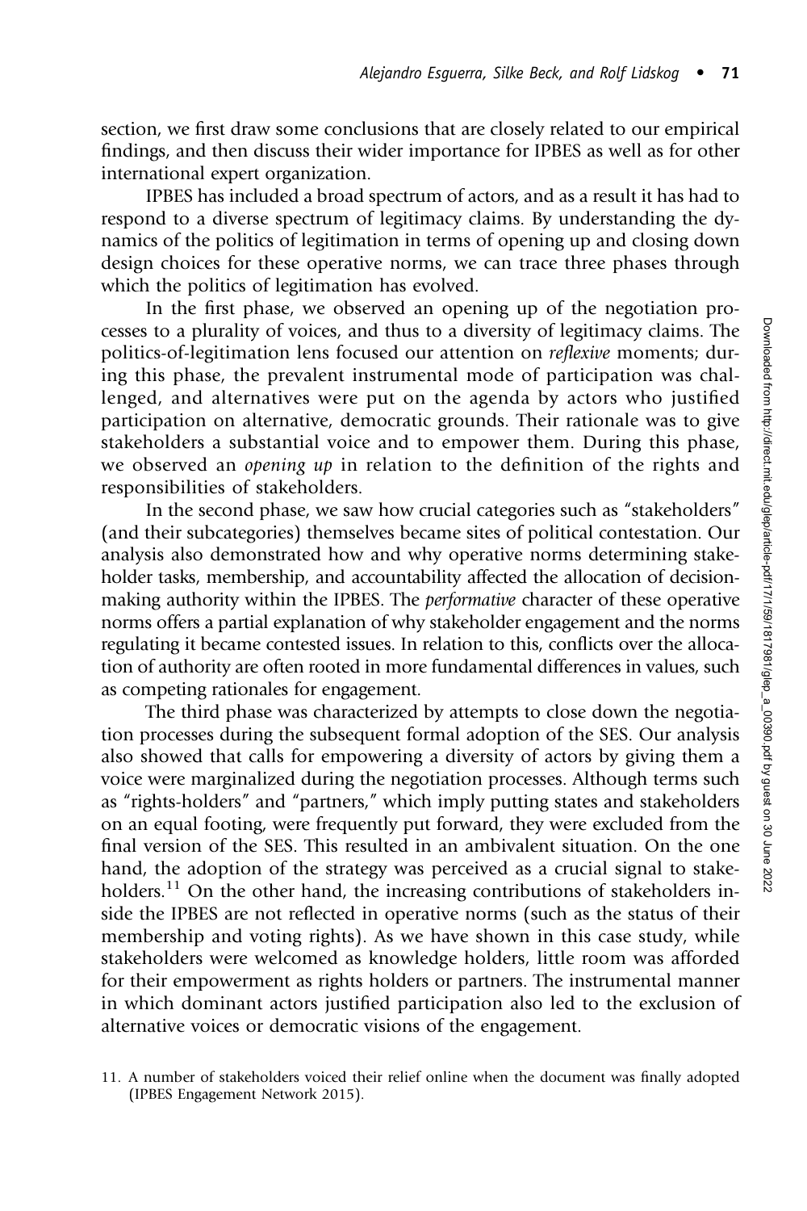section, we first draw some conclusions that are closely related to our empirical findings, and then discuss their wider importance for IPBES as well as for other international expert organization.

IPBES has included a broad spectrum of actors, and as a result it has had to respond to a diverse spectrum of legitimacy claims. By understanding the dynamics of the politics of legitimation in terms of opening up and closing down design choices for these operative norms, we can trace three phases through which the politics of legitimation has evolved.

In the first phase, we observed an opening up of the negotiation processes to a plurality of voices, and thus to a diversity of legitimacy claims. The politics-of-legitimation lens focused our attention on *reflexive* moments; during this phase, the prevalent instrumental mode of participation was challenged, and alternatives were put on the agenda by actors who justified participation on alternative, democratic grounds. Their rationale was to give stakeholders a substantial voice and to empower them. During this phase, we observed an *opening up* in relation to the definition of the rights and responsibilities of stakeholders.

In the second phase, we saw how crucial categories such as "stakeholders" (and their subcategories) themselves became sites of political contestation. Our analysis also demonstrated how and why operative norms determining stakeholder tasks, membership, and accountability affected the allocation of decision-making authority within the IPBES. The *performative* character of these operative norms offers a partial explanation of why stakeholder engagement and the norms regulating it became contested issues. In relation to this, conflicts over the allocation of authority are often rooted in more fundamental differences in values, such as competing rationales for engagement.

The third phase was characterized by attempts to close down the negotiation processes during the subsequent formal adoption of the SES. Our analysis also showed that calls for empowering a diversity of actors by giving them a voice were marginalized during the negotiation processes. Although terms such as "rights-holders" and "partners," which imply putting states and stakeholders on an equal footing, were frequently put forward, they were excluded from the final version of the SES. This resulted in an ambivalent situation. On the one hand, the adoption of the strategy was perceived as a crucial signal to stakeholders.[11] On the other hand, the increasing contributions of stakeholders inside the IPBES are not reflected in operative norms (such as the status of their membership and voting rights). As we have shown in this case study, while stakeholders were welcomed as knowledge holders, little room was afforded for their empowerment as rights holders or partners. The instrumental manner in which dominant actors justified participation also led to the exclusion of alternative voices or democratic visions of the engagement.

11. A number of stakeholders voiced their relief online when the document was finally adopted (IPBES Engagement Network 2015).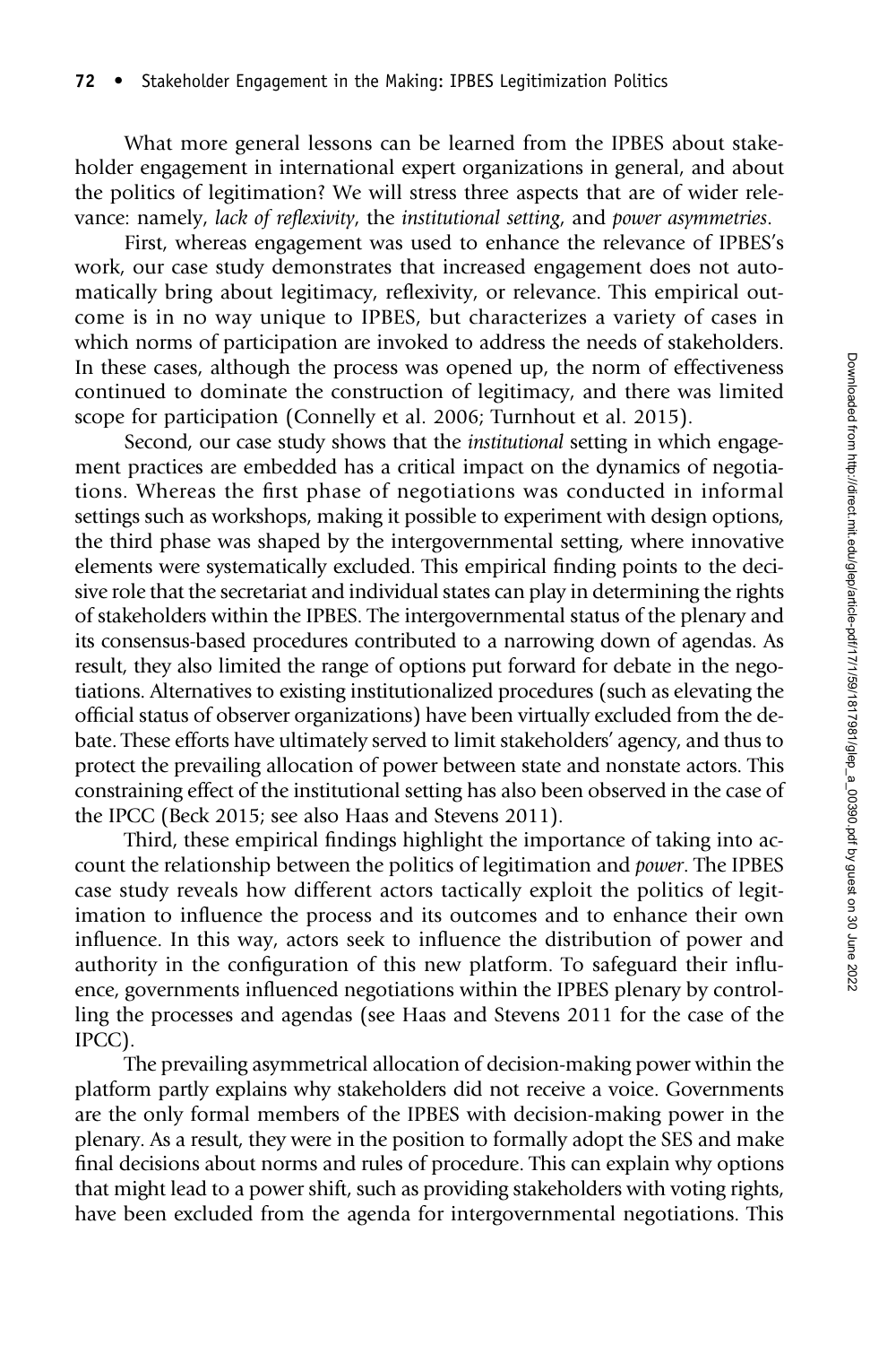What more general lessons can be learned from the IPBES about stakeholder engagement in international expert organizations in general, and about the politics of legitimation? We will stress three aspects that are of wider relevance: namely, *lack of reflexivity*, the *institutional setting*, and *power asymmetries*.

First, whereas engagement was used to enhance the relevance of IPBES's work, our case study demonstrates that increased engagement does not automatically bring about legitimacy, reflexivity, or relevance. This empirical outcome is in no way unique to IPBES, but characterizes a variety of cases in which norms of participation are invoked to address the needs of stakeholders. In these cases, although the process was opened up, the norm of effectiveness continued to dominate the construction of legitimacy, and there was limited scope for participation (Connelly et al. 2006; Turnhout et al. 2015).

Second, our case study shows that the *institutional* setting in which engagement practices are embedded has a critical impact on the dynamics of negotiations. Whereas the first phase of negotiations was conducted in informal settings such as workshops, making it possible to experiment with design options, the third phase was shaped by the intergovernmental setting, where innovative elements were systematically excluded. This empirical finding points to the decisive role that the secretariat and individual states can play in determining the rights of stakeholders within the IPBES. The intergovernmental status of the plenary and its consensus-based procedures contributed to a narrowing down of agendas. As result, they also limited the range of options put forward for debate in the negotiations. Alternatives to existing institutionalized procedures (such as elevating the official status of observer organizations) have been virtually excluded from the debate. These efforts have ultimately served to limit stakeholders' agency, and thus to protect the prevailing allocation of power between state and nonstate actors. This constraining effect of the institutional setting has also been observed in the case of the IPCC (Beck 2015; see also Haas and Stevens 2011).

Third, these empirical findings highlight the importance of taking into account the relationship between the politics of legitimation and *power*. The IPBES case study reveals how different actors tactically exploit the politics of legitimation to influence the process and its outcomes and to enhance their own influence. In this way, actors seek to influence the distribution of power and authority in the configuration of this new platform. To safeguard their influence, governments influenced negotiations within the IPBES plenary by controlling the processes and agendas (see Haas and Stevens 2011 for the case of the IPCC).

The prevailing asymmetrical allocation of decision-making power within the platform partly explains why stakeholders did not receive a voice. Governments are the only formal members of the IPBES with decision-making power in the plenary. As a result, they were in the position to formally adopt the SES and make final decisions about norms and rules of procedure. This can explain why options that might lead to a power shift, such as providing stakeholders with voting rights, have been excluded from the agenda for intergovernmental negotiations. This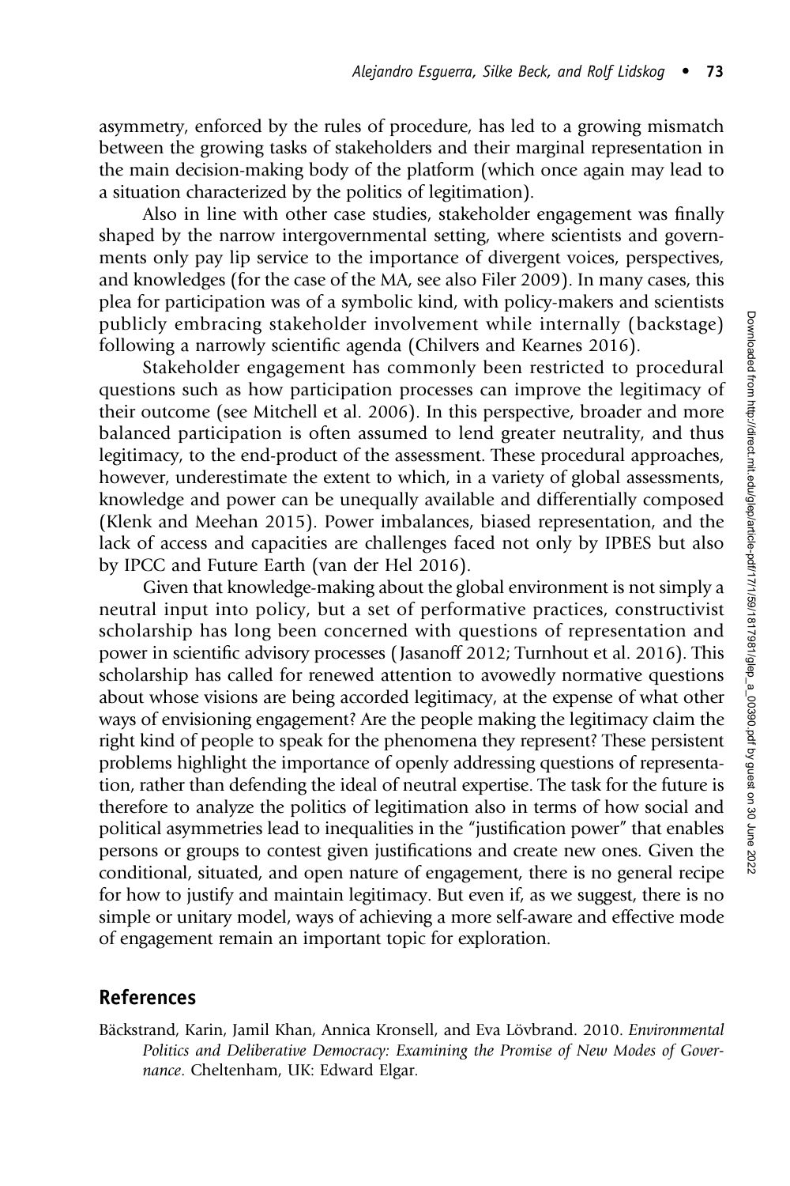asymmetry, enforced by the rules of procedure, has led to a growing mismatch between the growing tasks of stakeholders and their marginal representation in the main decision-making body of the platform (which once again may lead to a situation characterized by the politics of legitimation).

Also in line with other case studies, stakeholder engagement was finally shaped by the narrow intergovernmental setting, where scientists and governments only pay lip service to the importance of divergent voices, perspectives, and knowledges (for the case of the MA, see also Filer 2009). In many cases, this plea for participation was of a symbolic kind, with policy-makers and scientists publicly embracing stakeholder involvement while internally (backstage) following a narrowly scientific agenda (Chilvers and Kearnes 2016).

Stakeholder engagement has commonly been restricted to procedural questions such as how participation processes can improve the legitimacy of their outcome (see Mitchell et al. 2006). In this perspective, broader and more balanced participation is often assumed to lend greater neutrality, and thus legitimacy, to the end-product of the assessment. These procedural approaches, however, underestimate the extent to which, in a variety of global assessments, knowledge and power can be unequally available and differentially composed (Klenk and Meehan 2015). Power imbalances, biased representation, and the lack of access and capacities are challenges faced not only by IPBES but also by IPCC and Future Earth (van der Hel 2016).

Given that knowledge-making about the global environment is not simply a neutral input into policy, but a set of performative practices, constructivist scholarship has long been concerned with questions of representation and power in scientific advisory processes (Jasanoff 2012; Turnhout et al. 2016). This scholarship has called for renewed attention to avowedly normative questions about whose visions are being accorded legitimacy, at the expense of what other ways of envisioning engagement? Are the people making the legitimacy claim the right kind of people to speak for the phenomena they represent? These persistent problems highlight the importance of openly addressing questions of representation, rather than defending the ideal of neutral expertise. The task for the future is therefore to analyze the politics of legitimation also in terms of how social and political asymmetries lead to inequalities in the "justification power" that enables persons or groups to contest given justifications and create new ones. Given the conditional, situated, and open nature of engagement, there is no general recipe for how to justify and maintain legitimacy. But even if, as we suggest, there is no simple or unitary model, ways of achieving a more self-aware and effective mode of engagement remain an important topic for exploration.

## References

Bäckstrand, Karin, Jamil Khan, Annica Kronsell, and Eva Lövbrand. 2010. *Environmental Politics and Deliberative Democracy: Examining the Promise of New Modes of Governance*. Cheltenham, UK: Edward Elgar.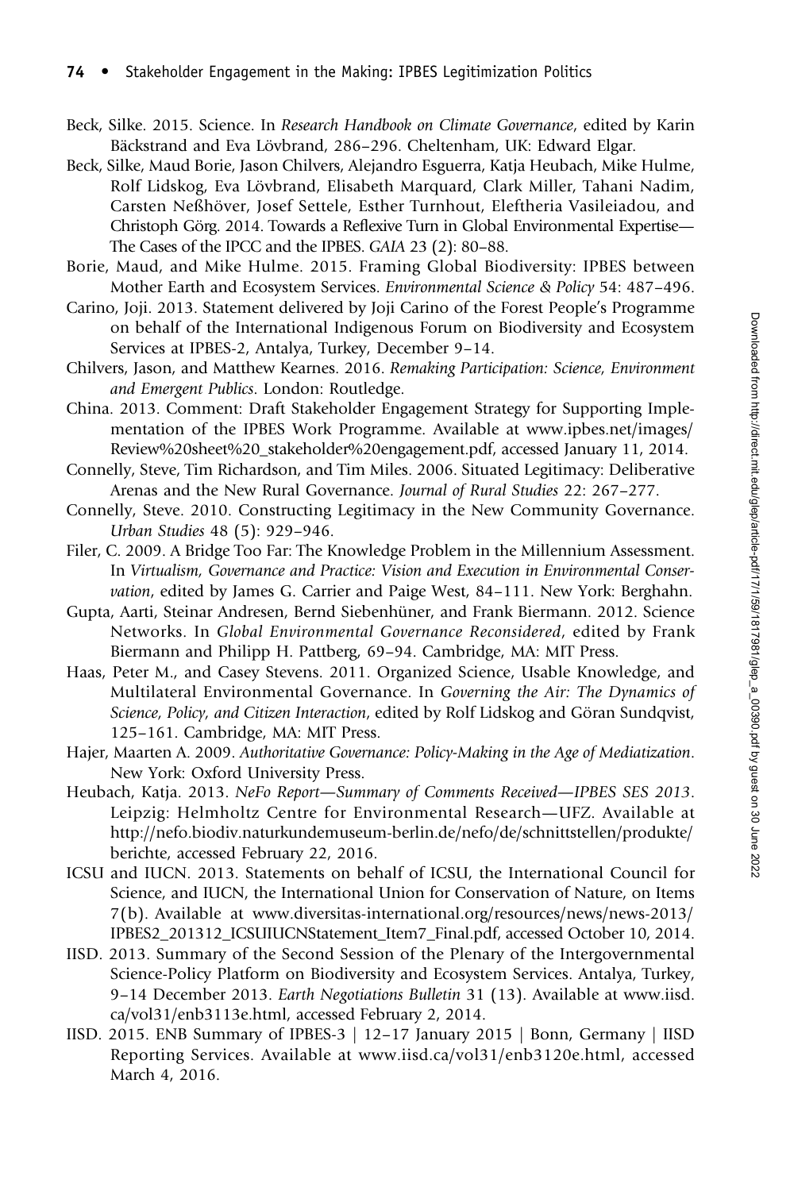Beck, Silke. 2015. Science. In *Research Handbook on Climate Governance*, edited by Karin Bäckstrand and Eva Lövbrand, 286–296. Cheltenham, UK: Edward Elgar.

Beck, Silke, Maud Borie, Jason Chilvers, Alejandro Esguerra, Katja Heubach, Mike Hulme, Rolf Lidskog, Eva Lövbrand, Elisabeth Marquard, Clark Miller, Tahani Nadim, Carsten Neßhöver, Josef Settele, Esther Turnhout, Eleftheria Vasileiadou, and Christoph Görg. 2014. Towards a Reflexive Turn in Global Environmental Expertise—The Cases of the IPCC and the IPBES. *GAIA* 23 (2): 80–88.

Borie, Maud, and Mike Hulme. 2015. Framing Global Biodiversity: IPBES between Mother Earth and Ecosystem Services. *Environmental Science & Policy* 54: 487–496.

Carino, Joji. 2013. Statement delivered by Joji Carino of the Forest People's Programme on behalf of the International Indigenous Forum on Biodiversity and Ecosystem Services at IPBES-2, Antalya, Turkey, December 9–14.

Chilvers, Jason, and Matthew Kearnes. 2016. *Remaking Participation: Science, Environment and Emergent Publics*. London: Routledge.

China. 2013. Comment: Draft Stakeholder Engagement Strategy for Supporting Implementation of the IPBES Work Programme. Available at www.ipbes.net/images/Review%20sheet%20_stakeholder%20engagement.pdf, accessed January 11, 2014.

Connelly, Steve, Tim Richardson, and Tim Miles. 2006. Situated Legitimacy: Deliberative Arenas and the New Rural Governance. *Journal of Rural Studies* 22: 267–277.

Connelly, Steve. 2010. Constructing Legitimacy in the New Community Governance. *Urban Studies* 48 (5): 929–946.

Filer, C. 2009. A Bridge Too Far: The Knowledge Problem in the Millennium Assessment. In *Virtualism, Governance and Practice: Vision and Execution in Environmental Conservation*, edited by James G. Carrier and Paige West, 84–111. New York: Berghahn.

Gupta, Aarti, Steinar Andresen, Bernd Siebenhüner, and Frank Biermann. 2012. Science Networks. In *Global Environmental Governance Reconsidered*, edited by Frank Biermann and Philipp H. Pattberg, 69–94. Cambridge, MA: MIT Press.

Haas, Peter M., and Casey Stevens. 2011. Organized Science, Usable Knowledge, and Multilateral Environmental Governance. In *Governing the Air: The Dynamics of Science, Policy, and Citizen Interaction*, edited by Rolf Lidskog and Göran Sundqvist, 125–161. Cambridge, MA: MIT Press.

Hajer, Maarten A. 2009. *Authoritative Governance: Policy-Making in the Age of Mediatization*. New York: Oxford University Press.

Heubach, Katja. 2013. *NeFo Report—Summary of Comments Received—IPBES SES 2013*. Leipzig: Helmholtz Centre for Environmental Research—UFZ. Available at http://nefo.biodiv.naturkundemuseum-berlin.de/nefo/de/schnittstellen/produkte/berichte, accessed February 22, 2016.

ICSU and IUCN. 2013. Statements on behalf of ICSU, the International Council for Science, and IUCN, the International Union for Conservation of Nature, on Items 7(b). Available at www.diversitas-international.org/resources/news/news-2013/IPBES2_201312_ICSUIUCNStatement_Item7_Final.pdf, accessed October 10, 2014.

IISD. 2013. Summary of the Second Session of the Plenary of the Intergovernmental Science-Policy Platform on Biodiversity and Ecosystem Services. Antalya, Turkey, 9–14 December 2013. *Earth Negotiations Bulletin* 31 (13). Available at www.iisd.ca/vol31/enb3113e.html, accessed February 2, 2014.

IISD. 2015. ENB Summary of IPBES-3 | 12–17 January 2015 | Bonn, Germany | IISD Reporting Services. Available at www.iisd.ca/vol31/enb3120e.html, accessed March 4, 2016.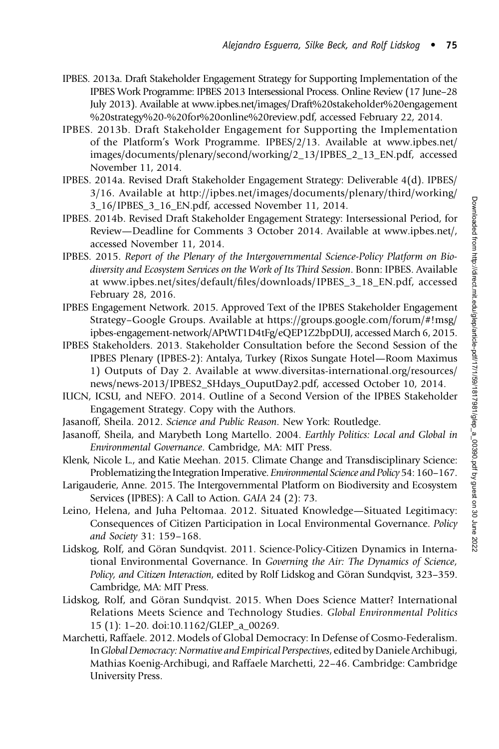IPBES. 2013a. Draft Stakeholder Engagement Strategy for Supporting Implementation of the IPBES Work Programme: IPBES 2013 Intersessional Process. Online Review (17 June–28 July 2013). Available at www.ipbes.net/images/Draft%20stakeholder%20engagement%20strategy%20-%20for%20online%20review.pdf, accessed February 22, 2014.

IPBES. 2013b. Draft Stakeholder Engagement for Supporting the Implementation of the Platform's Work Programme. IPBES/2/13. Available at www.ipbes.net/images/documents/plenary/second/working/2_13/IPBES_2_13_EN.pdf, accessed November 11, 2014.

IPBES. 2014a. Revised Draft Stakeholder Engagement Strategy: Deliverable 4(d). IPBES/3/16. Available at http://ipbes.net/images/documents/plenary/third/working/3_16/IPBES_3_16_EN.pdf, accessed November 11, 2014.

IPBES. 2014b. Revised Draft Stakeholder Engagement Strategy: Intersessional Period, for Review—Deadline for Comments 3 October 2014. Available at www.ipbes.net/, accessed November 11, 2014.

IPBES. 2015. *Report of the Plenary of the Intergovernmental Science-Policy Platform on Biodiversity and Ecosystem Services on the Work of Its Third Session*. Bonn: IPBES. Available at www.ipbes.net/sites/default/files/downloads/IPBES_3_18_EN.pdf, accessed February 28, 2016.

IPBES Engagement Network. 2015. Approved Text of the IPBES Stakeholder Engagement Strategy–Google Groups. Available at https://groups.google.com/forum/#!msg/ipbes-engagement-network/APtWT1D4tFg/eQEP1Z2bpDUJ, accessed March 6, 2015.

IPBES Stakeholders. 2013. Stakeholder Consultation before the Second Session of the IPBES Plenary (IPBES-2): Antalya, Turkey (Rixos Sungate Hotel—Room Maximus 1) Outputs of Day 2. Available at www.diversitas-international.org/resources/news/news-2013/IPBES2_SHdays_OuputDay2.pdf, accessed October 10, 2014.

IUCN, ICSU, and NEFO. 2014. Outline of a Second Version of the IPBES Stakeholder Engagement Strategy. Copy with the Authors.

Jasanoff, Sheila. 2012. *Science and Public Reason*. New York: Routledge.

Jasanoff, Sheila, and Marybeth Long Martello. 2004. *Earthly Politics: Local and Global in Environmental Governance*. Cambridge, MA: MIT Press.

Klenk, Nicole L., and Katie Meehan. 2015. Climate Change and Transdisciplinary Science: Problematizing the Integration Imperative. *Environmental Science and Policy* 54: 160–167.

Larigauderie, Anne. 2015. The Intergovernmental Platform on Biodiversity and Ecosystem Services (IPBES): A Call to Action. *GAIA* 24 (2): 73.

Leino, Helena, and Juha Peltomaa. 2012. Situated Knowledge—Situated Legitimacy: Consequences of Citizen Participation in Local Environmental Governance. *Policy and Society* 31: 159–168.

Lidskog, Rolf, and Göran Sundqvist. 2011. Science-Policy-Citizen Dynamics in International Environmental Governance. In *Governing the Air: The Dynamics of Science, Policy, and Citizen Interaction*, edited by Rolf Lidskog and Göran Sundqvist, 323–359. Cambridge, MA: MIT Press.

Lidskog, Rolf, and Göran Sundqvist. 2015. When Does Science Matter? International Relations Meets Science and Technology Studies. *Global Environmental Politics* 15 (1): 1–20. doi:10.1162/GLEP_a_00269.

Marchetti, Raffaele. 2012. Models of Global Democracy: In Defense of Cosmo-Federalism. In *Global Democracy: Normative and Empirical Perspectives*, edited by Daniele Archibugi, Mathias Koenig-Archibugi, and Raffaele Marchetti, 22–46. Cambridge: Cambridge University Press.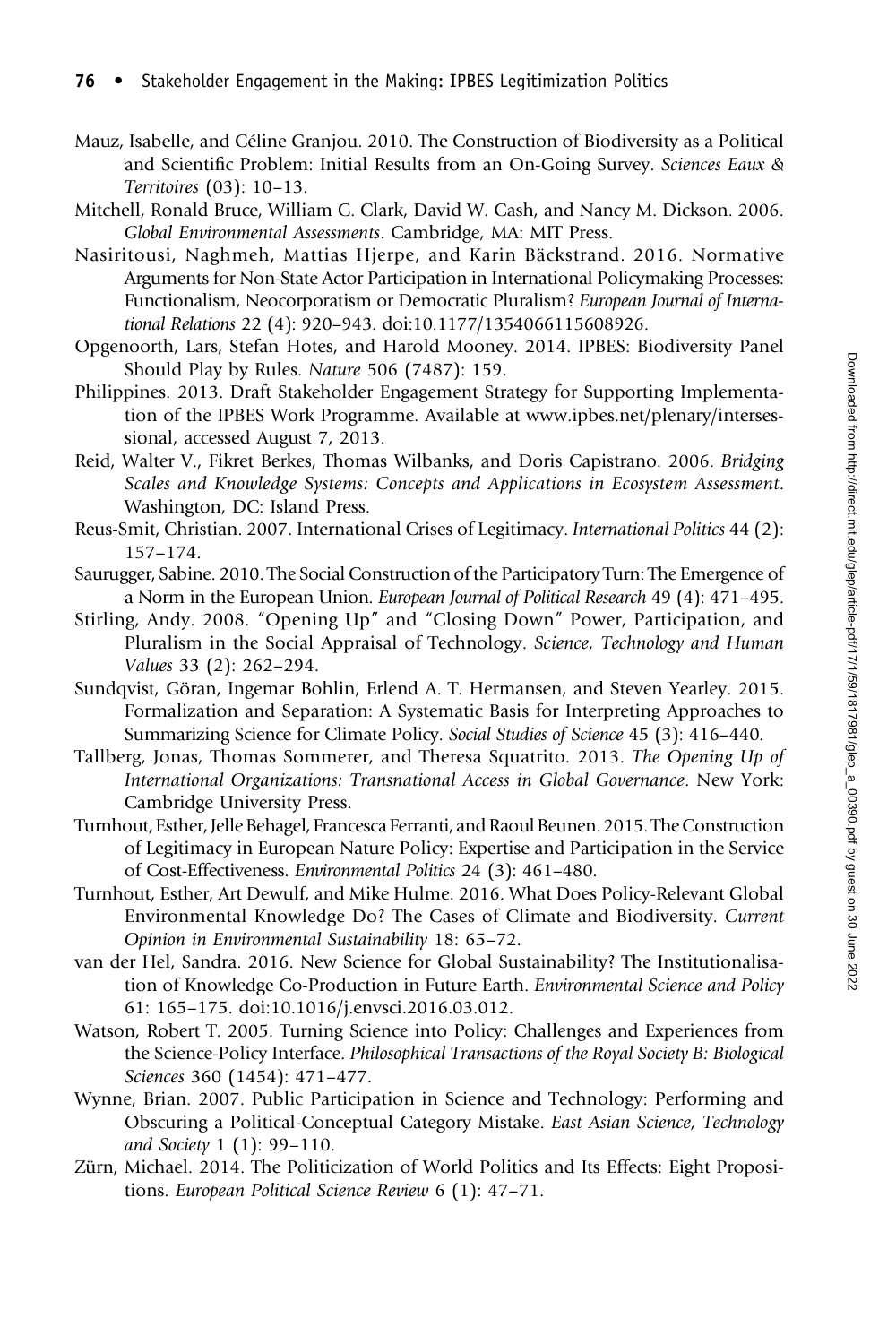Mauz, Isabelle, and Céline Granjou. 2010. The Construction of Biodiversity as a Political and Scientific Problem: Initial Results from an On-Going Survey. *Sciences Eaux & Territoires* (03): 10–13.

Mitchell, Ronald Bruce, William C. Clark, David W. Cash, and Nancy M. Dickson. 2006. *Global Environmental Assessments*. Cambridge, MA: MIT Press.

Nasiritousi, Naghmeh, Mattias Hjerpe, and Karin Bäckstrand. 2016. Normative Arguments for Non-State Actor Participation in International Policymaking Processes: Functionalism, Neocorporatism or Democratic Pluralism? *European Journal of International Relations* 22 (4): 920–943. doi:10.1177/1354066115608926.

Opgenoorth, Lars, Stefan Hotes, and Harold Mooney. 2014. IPBES: Biodiversity Panel Should Play by Rules. *Nature* 506 (7487): 159.

Philippines. 2013. Draft Stakeholder Engagement Strategy for Supporting Implementation of the IPBES Work Programme. Available at www.ipbes.net/plenary/intersessional, accessed August 7, 2013.

Reid, Walter V., Fikret Berkes, Thomas Wilbanks, and Doris Capistrano. 2006. *Bridging Scales and Knowledge Systems: Concepts and Applications in Ecosystem Assessment*. Washington, DC: Island Press.

Reus-Smit, Christian. 2007. International Crises of Legitimacy. *International Politics* 44 (2): 157–174.

Saurugger, Sabine. 2010. The Social Construction of the Participatory Turn: The Emergence of a Norm in the European Union. *European Journal of Political Research* 49 (4): 471–495.

Stirling, Andy. 2008. "Opening Up" and "Closing Down" Power, Participation, and Pluralism in the Social Appraisal of Technology. *Science, Technology and Human Values* 33 (2): 262–294.

Sundqvist, Göran, Ingemar Bohlin, Erlend A. T. Hermansen, and Steven Yearley. 2015. Formalization and Separation: A Systematic Basis for Interpreting Approaches to Summarizing Science for Climate Policy. *Social Studies of Science* 45 (3): 416–440.

Tallberg, Jonas, Thomas Sommerer, and Theresa Squatrito. 2013. *The Opening Up of International Organizations: Transnational Access in Global Governance*. New York: Cambridge University Press.

Turnhout, Esther, Jelle Behagel, Francesca Ferranti, and Raoul Beunen. 2015. The Construction of Legitimacy in European Nature Policy: Expertise and Participation in the Service of Cost-Effectiveness. *Environmental Politics* 24 (3): 461–480.

Turnhout, Esther, Art Dewulf, and Mike Hulme. 2016. What Does Policy-Relevant Global Environmental Knowledge Do? The Cases of Climate and Biodiversity. *Current Opinion in Environmental Sustainability* 18: 65–72.

van der Hel, Sandra. 2016. New Science for Global Sustainability? The Institutionalisation of Knowledge Co-Production in Future Earth. *Environmental Science and Policy* 61: 165–175. doi:10.1016/j.envsci.2016.03.012.

Watson, Robert T. 2005. Turning Science into Policy: Challenges and Experiences from the Science-Policy Interface. *Philosophical Transactions of the Royal Society B: Biological Sciences* 360 (1454): 471–477.

Wynne, Brian. 2007. Public Participation in Science and Technology: Performing and Obscuring a Political-Conceptual Category Mistake. *East Asian Science, Technology and Society* 1 (1): 99–110.

Zürn, Michael. 2014. The Politicization of World Politics and Its Effects: Eight Propositions. *European Political Science Review* 6 (1): 47–71.